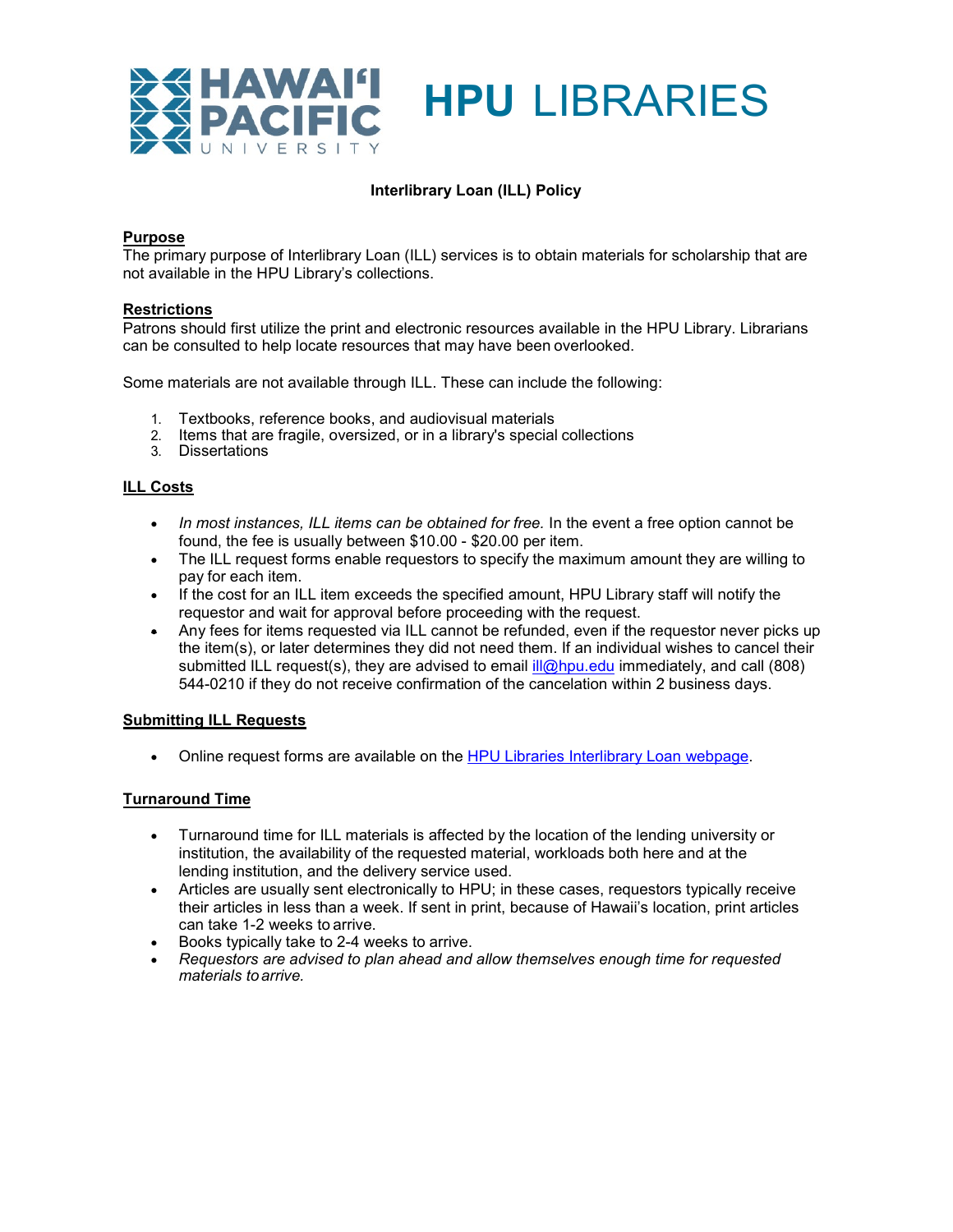# HPU LIBRARIES

## Interlibrary Loan (ILL) Policy

### Purpose

The primary purpose of Interlibrary Loan (ILL) services is to obtain materials for scholarship that are not available in the HPU Library's collections.

### Restrictions

Patrons should first utilize the print and electronic resources available in the HPU Library. Librarians can be consulted to help locate resources that may have been overlooked.

Some materials are not available through ILL. These can include the following:

1. Textbooks, reference books, and audiovisual materials
2. Items that are fragile, oversized, or in a library's special collections
3. Dissertations

### ILL Costs

- *In most instances, ILL items can be obtained for free.* In the event a free option cannot be found, the fee is usually between $10.00 - $20.00 per item.
- The ILL request forms enable requestors to specify the maximum amount they are willing to pay for each item.
- If the cost for an ILL item exceeds the specified amount, HPU Library staff will notify the requestor and wait for approval before proceeding with the request.
- Any fees for items requested via ILL cannot be refunded, even if the requestor never picks up the item(s), or later determines they did not need them. If an individual wishes to cancel their submitted ILL request(s), they are advised to email ill@hpu.edu immediately, and call (808) 544-0210 if they do not receive confirmation of the cancelation within 2 business days.

### Submitting ILL Requests

- Online request forms are available on the HPU Libraries Interlibrary Loan webpage.

### Turnaround Time

- Turnaround time for ILL materials is affected by the location of the lending university or institution, the availability of the requested material, workloads both here and at the lending institution, and the delivery service used.
- Articles are usually sent electronically to HPU; in these cases, requestors typically receive their articles in less than a week. If sent in print, because of Hawaii's location, print articles can take 1-2 weeks to arrive.
- Books typically take to 2-4 weeks to arrive.
- *Requestors are advised to plan ahead and allow themselves enough time for requested materials to arrive.*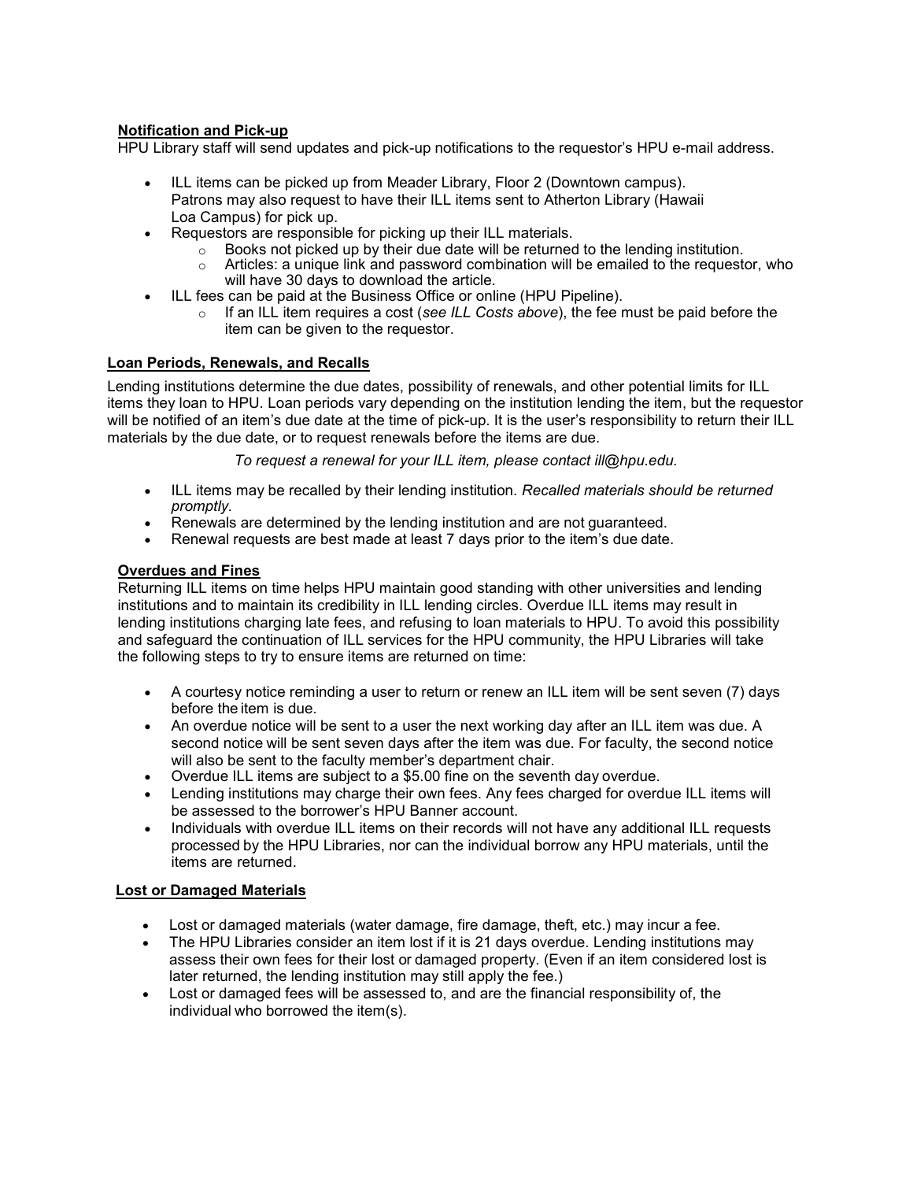## Notification and Pick-up

HPU Library staff will send updates and pick-up notifications to the requestor's HPU e-mail address.

- ILL items can be picked up from Meader Library, Floor 2 (Downtown campus). Patrons may also request to have their ILL items sent to Atherton Library (Hawaii Loa Campus) for pick up.
- Requestors are responsible for picking up their ILL materials.
    - Books not picked up by their due date will be returned to the lending institution.
    - Articles: a unique link and password combination will be emailed to the requestor, who will have 30 days to download the article.
- ILL fees can be paid at the Business Office or online (HPU Pipeline).
    - If an ILL item requires a cost (*see ILL Costs above*), the fee must be paid before the item can be given to the requestor.

## Loan Periods, Renewals, and Recalls

Lending institutions determine the due dates, possibility of renewals, and other potential limits for ILL items they loan to HPU. Loan periods vary depending on the institution lending the item, but the requestor will be notified of an item's due date at the time of pick-up. It is the user's responsibility to return their ILL materials by the due date, or to request renewals before the items are due.

*To request a renewal for your ILL item, please contact ill@hpu.edu.*

- ILL items may be recalled by their lending institution. *Recalled materials should be returned promptly.*
- Renewals are determined by the lending institution and are not guaranteed.
- Renewal requests are best made at least 7 days prior to the item's due date.

## Overdues and Fines

Returning ILL items on time helps HPU maintain good standing with other universities and lending institutions and to maintain its credibility in ILL lending circles. Overdue ILL items may result in lending institutions charging late fees, and refusing to loan materials to HPU. To avoid this possibility and safeguard the continuation of ILL services for the HPU community, the HPU Libraries will take the following steps to try to ensure items are returned on time:

- A courtesy notice reminding a user to return or renew an ILL item will be sent seven (7) days before the item is due.
- An overdue notice will be sent to a user the next working day after an ILL item was due. A second notice will be sent seven days after the item was due. For faculty, the second notice will also be sent to the faculty member's department chair.
- Overdue ILL items are subject to a $5.00 fine on the seventh day overdue.
- Lending institutions may charge their own fees. Any fees charged for overdue ILL items will be assessed to the borrower's HPU Banner account.
- Individuals with overdue ILL items on their records will not have any additional ILL requests processed by the HPU Libraries, nor can the individual borrow any HPU materials, until the items are returned.

## Lost or Damaged Materials

- Lost or damaged materials (water damage, fire damage, theft, etc.) may incur a fee.
- The HPU Libraries consider an item lost if it is 21 days overdue. Lending institutions may assess their own fees for their lost or damaged property. (Even if an item considered lost is later returned, the lending institution may still apply the fee.)
- Lost or damaged fees will be assessed to, and are the financial responsibility of, the individual who borrowed the item(s).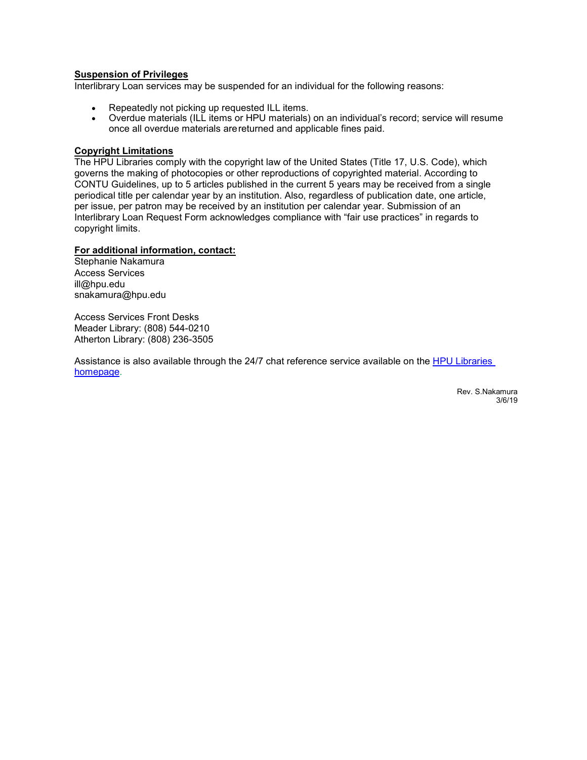**Suspension of Privileges**

Interlibrary Loan services may be suspended for an individual for the following reasons:

- Repeatedly not picking up requested ILL items.
- Overdue materials (ILL items or HPU materials) on an individual's record; service will resume once all overdue materials are returned and applicable fines paid.

**Copyright Limitations**

The HPU Libraries comply with the copyright law of the United States (Title 17, U.S. Code), which governs the making of photocopies or other reproductions of copyrighted material. According to CONTU Guidelines, up to 5 articles published in the current 5 years may be received from a single periodical title per calendar year by an institution. Also, regardless of publication date, one article, per issue, per patron may be received by an institution per calendar year. Submission of an Interlibrary Loan Request Form acknowledges compliance with "fair use practices" in regards to copyright limits.

**For additional information, contact:**

Stephanie Nakamura
Access Services
ill@hpu.edu
snakamura@hpu.edu

Access Services Front Desks
Meader Library: (808) 544-0210
Atherton Library: (808) 236-3505

Assistance is also available through the 24/7 chat reference service available on the HPU Libraries homepage.

Rev. S.Nakamura
3/6/19